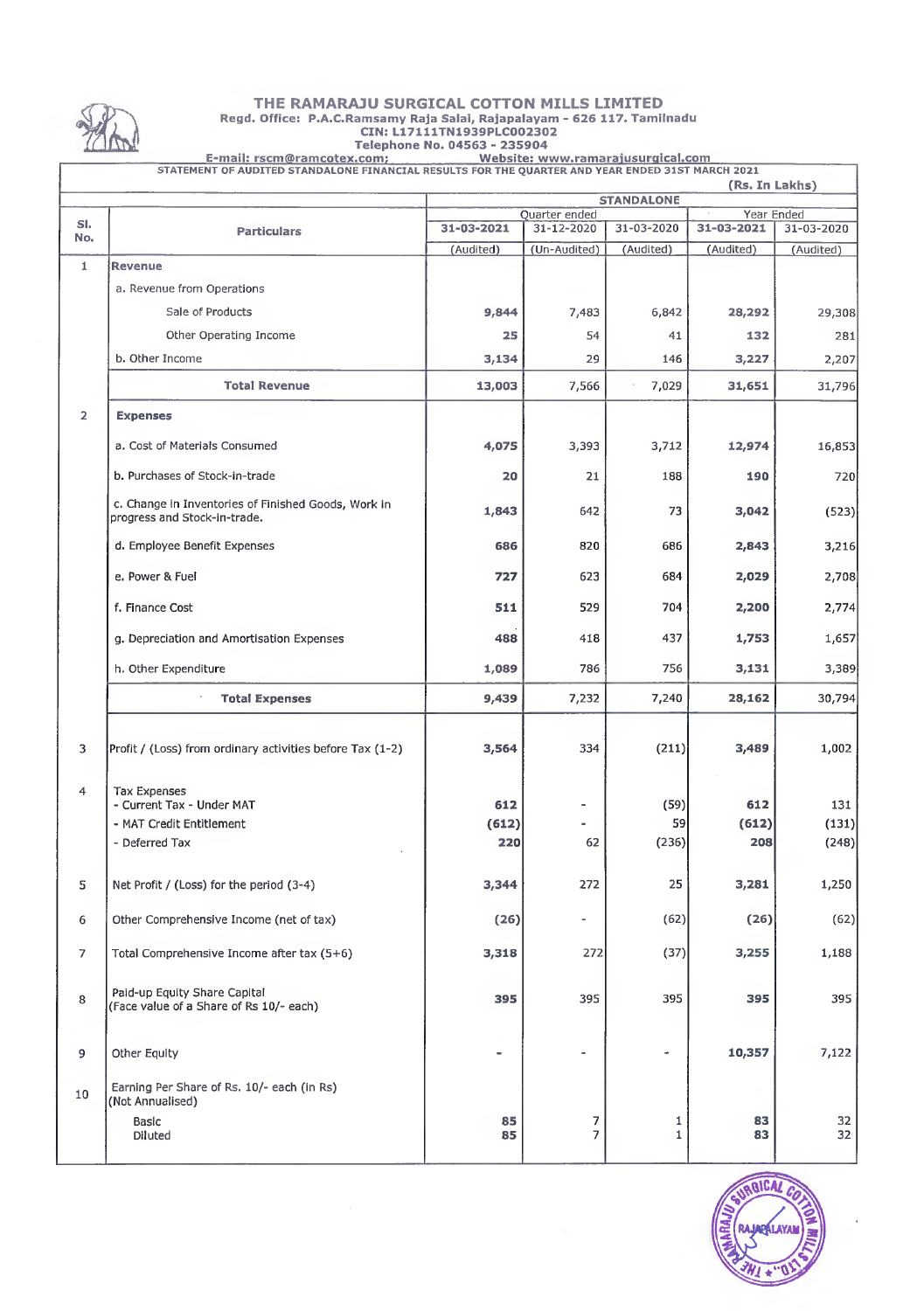# THE RAMARAJU SURGICAL COTTON MILLS LIMITED

Regd. Office: P.A.C.Ramsamy Raja Salai, Rajapalayam - 626 117. Tamilnadu
CIN: L17111TN1939PLC002302
Telephone No. 04563 - 235904
E-mail: rscm@ramcotex.com; Website: www.ramarajusurgical.com

STATEMENT OF AUDITED STANDALONE FINANCIAL RESULTS FOR THE QUARTER AND YEAR ENDED 31ST MARCH 2021

(Rs. In Lakhs)

| Sl. No. | Particulars | STANDALONE | | | | |
|---|---|---|---|---|---|---|
| | | Quarter ended | | | Year Ended | |
| | | 31-03-2021 | 31-12-2020 | 31-03-2020 | 31-03-2021 | 31-03-2020 |
| | | (Audited) | (Un-Audited) | (Audited) | (Audited) | (Audited) |
| 1 | **Revenue** | | | | | |
| | a. Revenue from Operations | | | | | |
| | Sale of Products | 9,844 | 7,483 | 6,842 | 28,292 | 29,308 |
| | Other Operating Income | 25 | 54 | 41 | 132 | 281 |
| | b. Other Income | 3,134 | 29 | 146 | 3,227 | 2,207 |
| | **Total Revenue** | 13,003 | 7,566 | 7,029 | 31,651 | 31,796 |
| 2 | **Expenses** | | | | | |
| | a. Cost of Materials Consumed | 4,075 | 3,393 | 3,712 | 12,974 | 16,853 |
| | b. Purchases of Stock-in-trade | 20 | 21 | 188 | 190 | 720 |
| | c. Change in Inventories of Finished Goods, Work in progress and Stock-in-trade. | 1,843 | 642 | 73 | 3,042 | (523) |
| | d. Employee Benefit Expenses | 686 | 820 | 686 | 2,843 | 3,216 |
| | e. Power & Fuel | 727 | 623 | 684 | 2,029 | 2,708 |
| | f. Finance Cost | 511 | 529 | 704 | 2,200 | 2,774 |
| | g. Depreciation and Amortisation Expenses | 488 | 418 | 437 | 1,753 | 1,657 |
| | h. Other Expenditure | 1,089 | 786 | 756 | 3,131 | 3,389 |
| | **Total Expenses** | 9,439 | 7,232 | 7,240 | 28,162 | 30,794 |
| 3 | Profit / (Loss) from ordinary activities before Tax (1-2) | 3,564 | 334 | (211) | 3,489 | 1,002 |
| 4 | Tax Expenses | | | | | |
| | - Current Tax - Under MAT | 612 | - | (59) | 612 | 131 |
| | - MAT Credit Entitlement | (612) | - | 59 | (612) | (131) |
| | - Deferred Tax | 220 | 62 | (236) | 208 | (248) |
| 5 | Net Profit / (Loss) for the period (3-4) | 3,344 | 272 | 25 | 3,281 | 1,250 |
| 6 | Other Comprehensive Income (net of tax) | (26) | - | (62) | (26) | (62) |
| 7 | Total Comprehensive Income after tax (5+6) | 3,318 | 272 | (37) | 3,255 | 1,188 |
| 8 | Paid-up Equity Share Capital (Face value of a Share of Rs 10/- each) | 395 | 395 | 395 | 395 | 395 |
| 9 | Other Equity | - | - | - | 10,357 | 7,122 |
| 10 | Earning Per Share of Rs. 10/- each (in Rs) (Not Annualised) | | | | | |
| | Basic | 85 | 7 | 1 | 83 | 32 |
| | Diluted | 85 | 7 | 1 | 83 | 32 |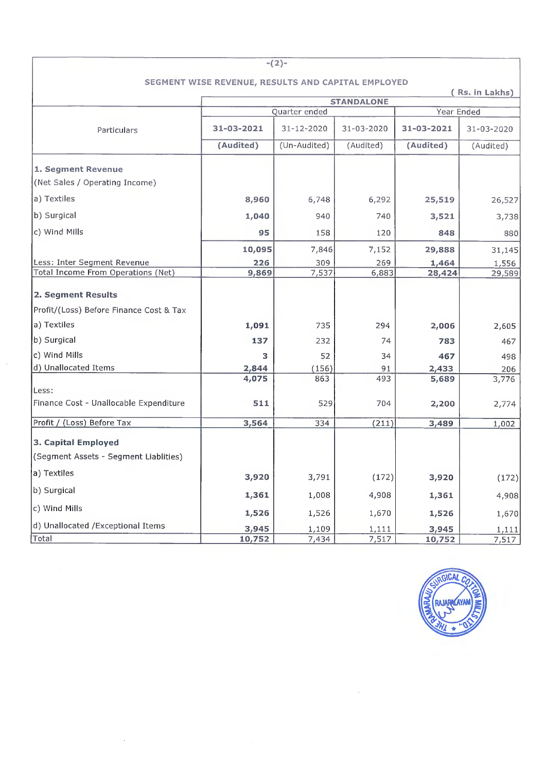-(2)-

## SEGMENT WISE REVENUE, RESULTS AND CAPITAL EMPLOYED

( Rs. in Lakhs)

| Particulars | STANDALONE | | | | |
|---|---|---|---|---|---|
| | Quarter ended | | | Year Ended | |
| | **31-03-2021** | 31-12-2020 | 31-03-2020 | **31-03-2021** | 31-03-2020 |
| | **(Audited)** | (Un-Audited) | (Audited) | **(Audited)** | (Audited) |
| **1. Segment Revenue** | | | | | |
| (Net Sales / Operating Income) | | | | | |
| a) Textiles | **8,960** | 6,748 | 6,292 | **25,519** | 26,527 |
| b) Surgical | **1,040** | 940 | 740 | **3,521** | 3,738 |
| c) Wind Mills | **95** | 158 | 120 | **848** | 880 |
| | **10,095** | 7,846 | 7,152 | **29,888** | 31,145 |
| Less: Inter Segment Revenue | **226** | 309 | 269 | **1,464** | 1,556 |
| Total Income From Operations (Net) | **9,869** | 7,537 | 6,883 | **28,424** | 29,589 |
| **2. Segment Results** | | | | | |
| Profit/(Loss) Before Finance Cost & Tax | | | | | |
| a) Textiles | **1,091** | 735 | 294 | **2,006** | 2,605 |
| b) Surgical | **137** | 232 | 74 | **783** | 467 |
| c) Wind Mills | **3** | 52 | 34 | **467** | 498 |
| d) Unallocated Items | **2,844** | (156) | 91 | **2,433** | 206 |
| | **4,075** | 863 | 493 | **5,689** | 3,776 |
| Less: | | | | | |
| Finance Cost - Unallocable Expenditure | **511** | 529 | 704 | **2,200** | 2,774 |
| Profit / (Loss) Before Tax | **3,564** | 334 | (211) | **3,489** | 1,002 |
| **3. Capital Employed** | | | | | |
| (Segment Assets - Segment Liablities) | | | | | |
| a) Textiles | **3,920** | 3,791 | (172) | **3,920** | (172) |
| b) Surgical | **1,361** | 1,008 | 4,908 | **1,361** | 4,908 |
| c) Wind Mills | **1,526** | 1,526 | 1,670 | **1,526** | 1,670 |
| d) Unallocated /Exceptional Items | **3,945** | 1,109 | 1,111 | **3,945** | 1,111 |
| Total | **10,752** | 7,434 | 7,517 | **10,752** | 7,517 |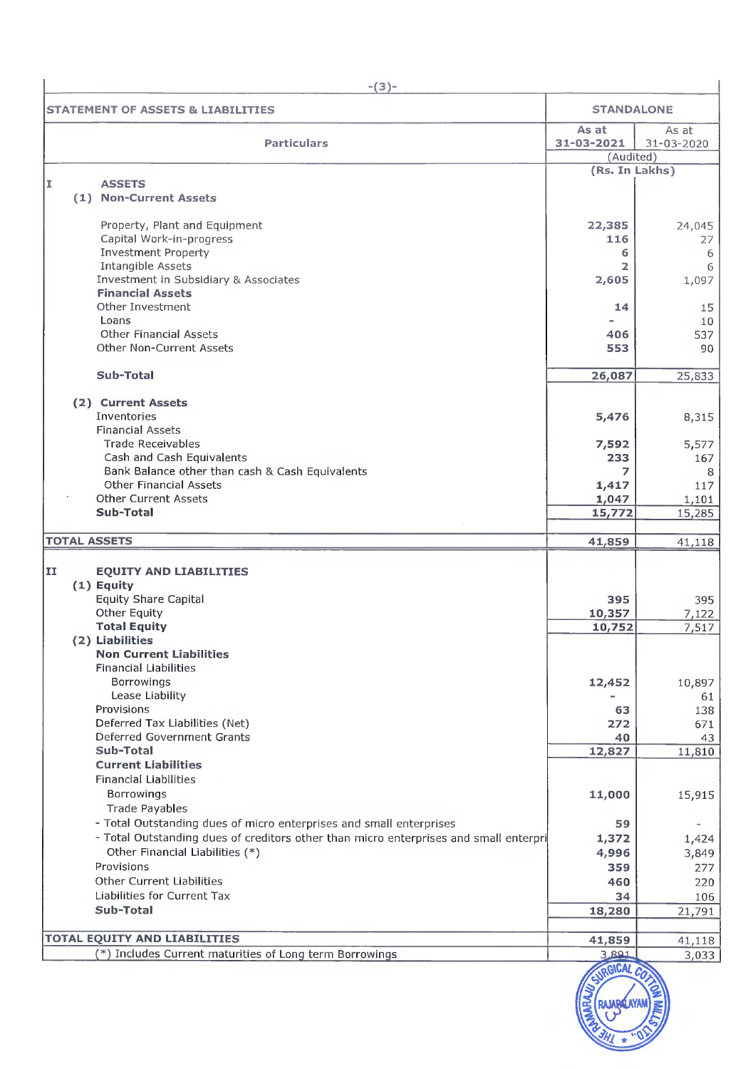-(3)-

| STATEMENT OF ASSETS & LIABILITIES | STANDALONE | |
|---|---|---|
| **Particulars** | **As at 31-03-2021** | As at 31-03-2020 |
| | (Audited) | |
| | (Rs. In Lakhs) | |
| **I ASSETS** | | |
| **(1) Non-Current Assets** | | |
| Property, Plant and Equipment | **22,385** | 24,045 |
| Capital Work-in-progress | **116** | 27 |
| Investment Property | **6** | 6 |
| Intangible Assets | **2** | 6 |
| Investment in Subsidiary & Associates | **2,605** | 1,097 |
| **Financial Assets** | | |
| Other Investment | **14** | 15 |
| Loans | **-** | 10 |
| Other Financial Assets | **406** | 537 |
| Other Non-Current Assets | **553** | 90 |
| **Sub-Total** | **26,087** | 25,833 |
| **(2) Current Assets** | | |
| Inventories | **5,476** | 8,315 |
| Financial Assets | | |
| Trade Receivables | **7,592** | 5,577 |
| Cash and Cash Equivalents | **233** | 167 |
| Bank Balance other than cash & Cash Equivalents | **7** | 8 |
| Other Financial Assets | **1,417** | 117 |
| Other Current Assets | **1,047** | 1,101 |
| **Sub-Total** | **15,772** | 15,285 |
| **TOTAL ASSETS** | **41,859** | 41,118 |
| **II EQUITY AND LIABILITIES** | | |
| **(1) Equity** | | |
| Equity Share Capital | **395** | 395 |
| Other Equity | **10,357** | 7,122 |
| **Total Equity** | **10,752** | 7,517 |
| **(2) Liabilities** | | |
| **Non Current Liabilities** | | |
| Financial Liabilities | | |
| Borrowings | **12,452** | 10,897 |
| Lease Liability | **-** | 61 |
| Provisions | **63** | 138 |
| Deferred Tax Liabilities (Net) | **272** | 671 |
| Deferred Government Grants | **40** | 43 |
| **Sub-Total** | **12,827** | 11,810 |
| **Current Liabilities** | | |
| Financial Liabilities | | |
| Borrowings | **11,000** | 15,915 |
| Trade Payables | | |
| - Total Outstanding dues of micro enterprises and small enterprises | **59** | - |
| - Total Outstanding dues of creditors other than micro enterprises and small enterpri | **1,372** | 1,424 |
| Other Financial Liabilities (*) | **4,996** | 3,849 |
| Provisions | **359** | 277 |
| Other Current Liabilities | **460** | 220 |
| Liabilities for Current Tax | **34** | 106 |
| **Sub-Total** | **18,280** | 21,791 |
| **TOTAL EQUITY AND LIABILITIES** | **41,859** | 41,118 |
| (*) Includes Current maturities of Long term Borrowings | 3,891 | 3,033 |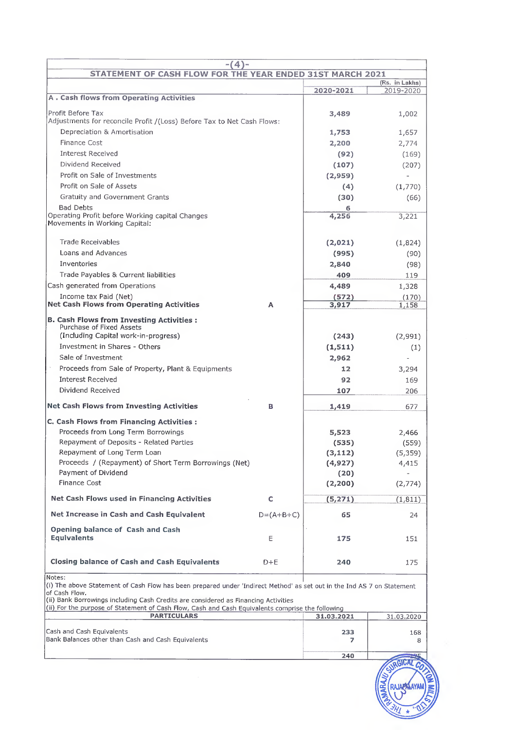## STATEMENT OF CASH FLOW FOR THE YEAR ENDED 31ST MARCH 2021

(Rs. in Lakhs)

| | | 2020-2021 | 2019-2020 |
|---|---|---|---|
| **A . Cash flows from Operating Activities** | | | |
| Profit Before Tax | | 3,489 | 1,002 |
| Adjustments for reconcile Profit /(Loss) Before Tax to Net Cash Flows: | | | |
| Depreciation & Amortisation | | 1,753 | 1,657 |
| Finance Cost | | 2,200 | 2,774 |
| Interest Received | | (92) | (169) |
| Dividend Received | | (107) | (207) |
| Profit on Sale of Investments | | (2,959) | - |
| Profit on Sale of Assets | | (4) | (1,770) |
| Gratuity and Government Grants | | (30) | (66) |
| Bad Debts | | 6 | |
| Operating Profit before Working capital Changes | | 4,256 | 3,221 |
| Movements in Working Capital: | | | |
| Trade Receivables | | (2,021) | (1,824) |
| Loans and Advances | | (995) | (90) |
| Inventories | | 2,840 | (98) |
| Trade Payables & Current liabilities | | 409 | 119 |
| Cash generated from Operations | | 4,489 | 1,328 |
| Income tax Paid (Net) | | (572) | (170) |
| **Net Cash Flows from Operating Activities** | **A** | 3,917 | 1,158 |
| **B. Cash Flows from Investing Activities :** | | | |
| Purchase of Fixed Assets (Including Capital work-in-progress) | | (243) | (2,991) |
| Investment in Shares - Others | | (1,511) | (1) |
| Sale of Investment | | 2,962 | - |
| Proceeds from Sale of Property, Plant & Equipments | | 12 | 3,294 |
| Interest Received | | 92 | 169 |
| Dividend Received | | 107 | 206 |
| **Net Cash Flows from Investing Activities** | **B** | 1,419 | 677 |
| **C. Cash Flows from Financing Activities :** | | | |
| Proceeds from Long Term Borrowings | | 5,523 | 2,466 |
| Repayment of Deposits - Related Parties | | (535) | (559) |
| Repayment of Long Term Loan | | (3,112) | (5,359) |
| Proceeds / (Repayment) of Short Term Borrowings (Net) | | (4,927) | 4,415 |
| Payment of Dividend | | (20) | - |
| Finance Cost | | (2,200) | (2,774) |
| **Net Cash Flows used in Financing Activities** | **C** | (5,271) | (1,811) |
| **Net Increase in Cash and Cash Equivalent** | D=(A+B+C) | 65 | 24 |
| **Opening balance of Cash and Cash Equivalents** | E | 175 | 151 |
| **Closing balance of Cash and Cash Equivalents** | D+E | 240 | 175 |

Notes:

(i) The above Statement of Cash Flow has been prepared under 'Indirect Method' as set out in the Ind AS 7 on Statement of Cash Flow.

(ii) Bank Borrowings including Cash Credits are considered as Financing Activities

(ii) For the purpose of Statement of Cash Flow, Cash and Cash Equivalents comprise the following

| PARTICULARS | 31.03.2021 | 31.03.2020 |
|---|---|---|
| Cash and Cash Equivalents | 233 | 168 |
| Bank Balances other than Cash and Cash Equivalents | 7 | 8 |
| | 240 | 175 |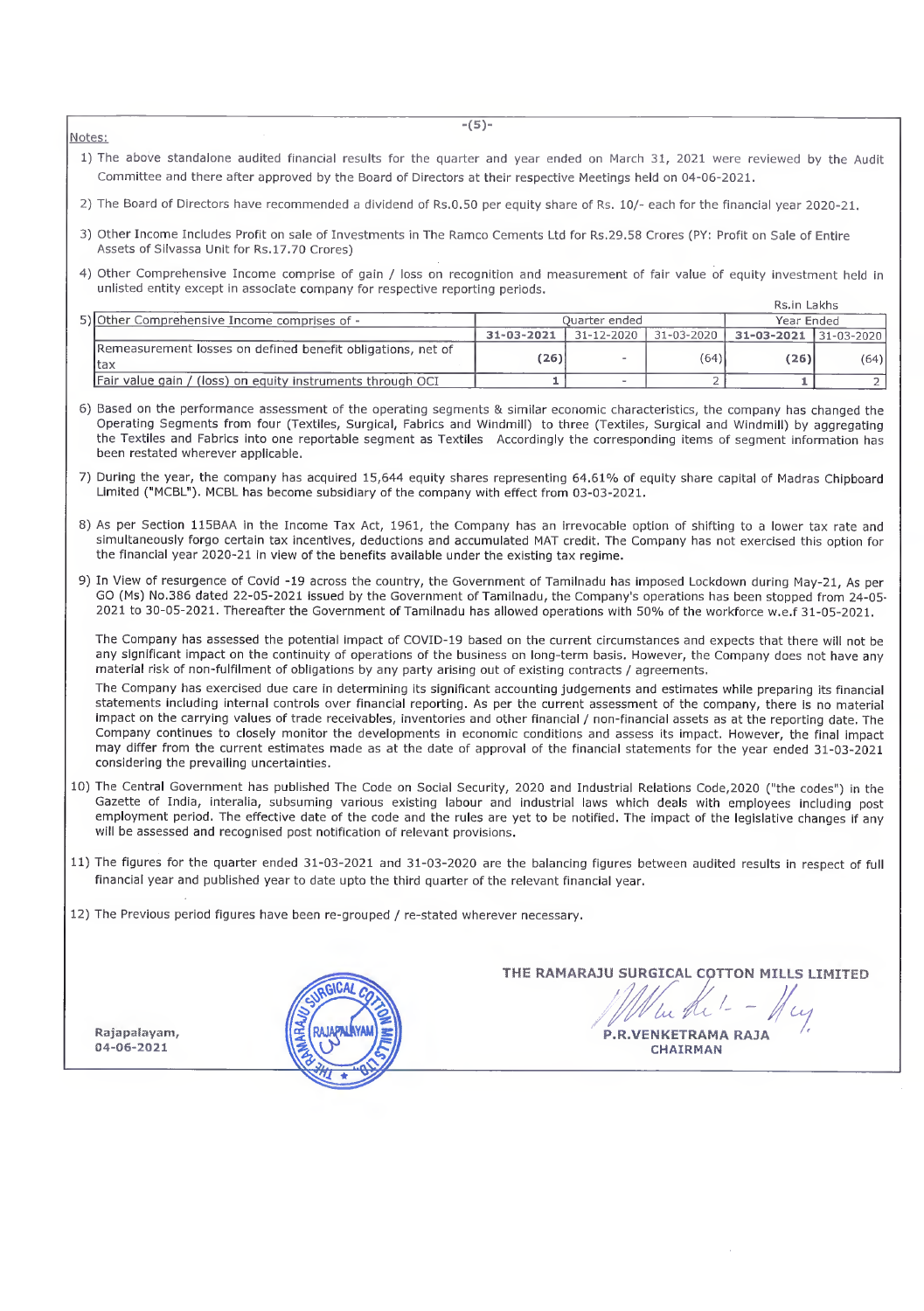Notes:

1) The above standalone audited financial results for the quarter and year ended on March 31, 2021 were reviewed by the Audit Committee and there after approved by the Board of Directors at their respective Meetings held on 04-06-2021.

2) The Board of Directors have recommended a dividend of Rs.0.50 per equity share of Rs. 10/- each for the financial year 2020-21.

3) Other Income Includes Profit on sale of Investments in The Ramco Cements Ltd for Rs.29.58 Crores (PY: Profit on Sale of Entire Assets of Silvassa Unit for Rs.17.70 Crores)

4) Other Comprehensive Income comprise of gain / loss on recognition and measurement of fair value of equity investment held in unlisted entity except in associate company for respective reporting periods.

Rs.in Lakhs

| 5) Other Comprehensive Income comprises of - | Quarter ended | | | Year Ended | |
|---|---|---|---|---|---|
| | 31-03-2021 | 31-12-2020 | 31-03-2020 | 31-03-2021 | 31-03-2020 |
| Remeasurement losses on defined benefit obligations, net of tax | (26) | - | (64) | (26) | (64) |
| Fair value gain / (loss) on equity instruments through OCI | 1 | - | 2 | 1 | 2 |

6) Based on the performance assessment of the operating segments & similar economic characteristics, the company has changed the Operating Segments from four (Textiles, Surgical, Fabrics and Windmill) to three (Textiles, Surgical and Windmill) by aggregating the Textiles and Fabrics into one reportable segment as Textiles Accordingly the corresponding items of segment information has been restated wherever applicable.

7) During the year, the company has acquired 15,644 equity shares representing 64.61% of equity share capital of Madras Chipboard Limited ("MCBL"). MCBL has become subsidiary of the company with effect from 03-03-2021.

8) As per Section 115BAA in the Income Tax Act, 1961, the Company has an irrevocable option of shifting to a lower tax rate and simultaneously forgo certain tax incentives, deductions and accumulated MAT credit. The Company has not exercised this option for the financial year 2020-21 in view of the benefits available under the existing tax regime.

9) In View of resurgence of Covid -19 across the country, the Government of Tamilnadu has imposed Lockdown during May-21, As per GO (Ms) No.386 dated 22-05-2021 issued by the Government of Tamilnadu, the Company's operations has been stopped from 24-05-2021 to 30-05-2021. Thereafter the Government of Tamilnadu has allowed operations with 50% of the workforce w.e.f 31-05-2021.

   The Company has assessed the potential impact of COVID-19 based on the current circumstances and expects that there will not be any significant impact on the continuity of operations of the business on long-term basis. However, the Company does not have any material risk of non-fulfilment of obligations by any party arising out of existing contracts / agreements.

   The Company has exercised due care in determining its significant accounting judgements and estimates while preparing its financial statements including internal controls over financial reporting. As per the current assessment of the company, there is no material impact on the carrying values of trade receivables, inventories and other financial / non-financial assets as at the reporting date. The Company continues to closely monitor the developments in economic conditions and assess its impact. However, the final impact may differ from the current estimates made as at the date of approval of the financial statements for the year ended 31-03-2021 considering the prevailing uncertainties.

10) The Central Government has published The Code on Social Security, 2020 and Industrial Relations Code,2020 ("the codes") in the Gazette of India, interalia, subsuming various existing labour and industrial laws which deals with employees including post employment period. The effective date of the code and the rules are yet to be notified. The impact of the legislative changes if any will be assessed and recognised post notification of relevant provisions.

11) The figures for the quarter ended 31-03-2021 and 31-03-2020 are the balancing figures between audited results in respect of full financial year and published year to date upto the third quarter of the relevant financial year.

12) The Previous period figures have been re-grouped / re-stated wherever necessary.

Rajapalayam,
04-06-2021

THE RAMARAJU SURGICAL COTTON MILLS LIMITED

P.R.VENKETRAMA RAJA
CHAIRMAN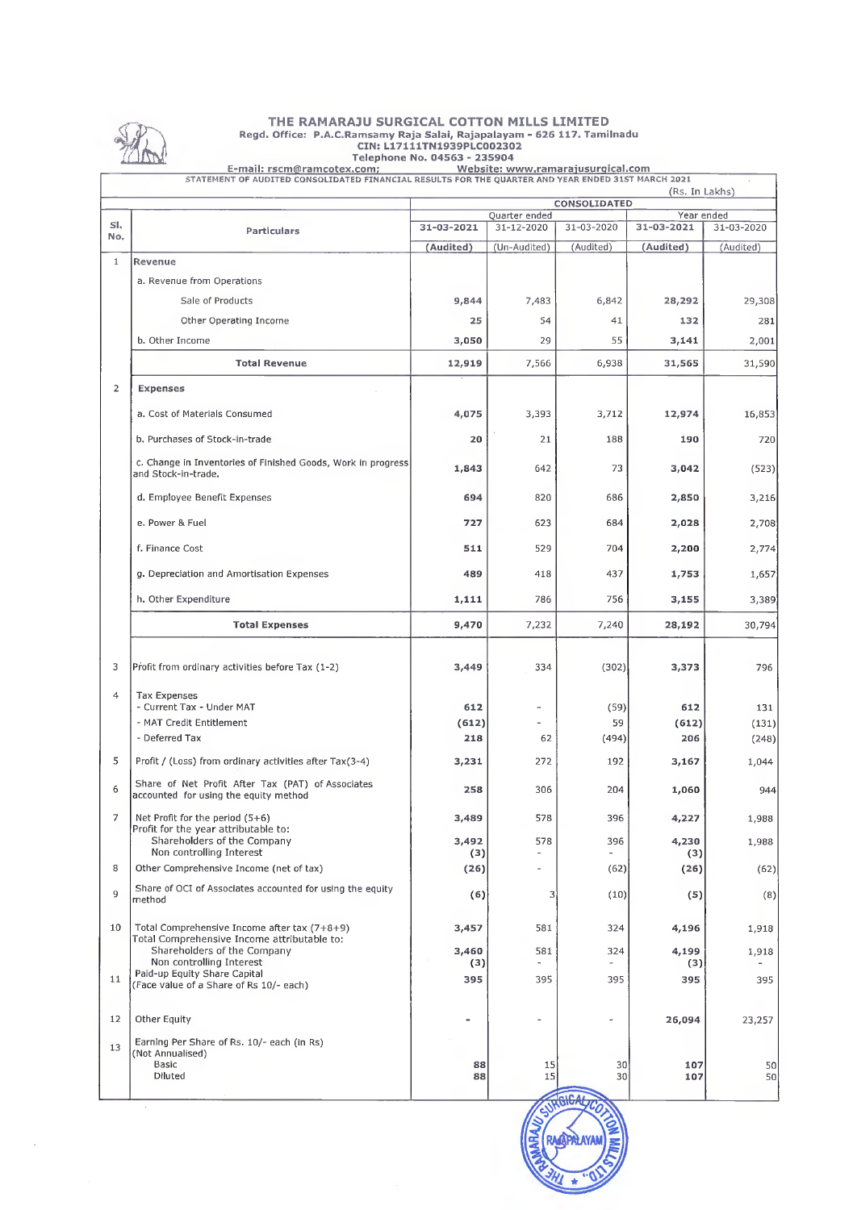# THE RAMARAJU SURGICAL COTTON MILLS LIMITED

**Regd. Office: P.A.C.Ramsamy Raja Salai, Rajapalayam - 626 117. Tamilnadu**
**CIN: L17111TN1939PLC002302**
**Telephone No. 04563 - 235904**
**E-mail: rscm@ramcotex.com; Website: www.ramarajusurgical.com**

STATEMENT OF AUDITED CONSOLIDATED FINANCIAL RESULTS FOR THE QUARTER AND YEAR ENDED 31ST MARCH 2021

(Rs. In Lakhs)

| Sl. No. | Particulars | CONSOLIDATED | | | | |
|---|---|---|---|---|---|---|
| | | Quarter ended | | | Year ended | |
| | | **31-03-2021** | 31-12-2020 | 31-03-2020 | **31-03-2021** | 31-03-2020 |
| | | **(Audited)** | (Un-Audited) | (Audited) | **(Audited)** | (Audited) |
| 1 | **Revenue** | | | | | |
| | a. Revenue from Operations | | | | | |
| | Sale of Products | **9,844** | 7,483 | 6,842 | **28,292** | 29,308 |
| | Other Operating Income | **25** | 54 | 41 | **132** | 281 |
| | b. Other Income | **3,050** | 29 | 55 | **3,141** | 2,001 |
| | **Total Revenue** | **12,919** | 7,566 | 6,938 | **31,565** | 31,590 |
| 2 | **Expenses** | | | | | |
| | a. Cost of Materials Consumed | **4,075** | 3,393 | 3,712 | **12,974** | 16,853 |
| | b. Purchases of Stock-in-trade | **20** | 21 | 188 | **190** | 720 |
| | c. Change in Inventories of Finished Goods, Work in progress and Stock-in-trade. | **1,843** | 642 | 73 | **3,042** | (523) |
| | d. Employee Benefit Expenses | **694** | 820 | 686 | **2,850** | 3,216 |
| | e. Power & Fuel | **727** | 623 | 684 | **2,028** | 2,708 |
| | f. Finance Cost | **511** | 529 | 704 | **2,200** | 2,774 |
| | g. Depreciation and Amortisation Expenses | **489** | 418 | 437 | **1,753** | 1,657 |
| | h. Other Expenditure | **1,111** | 786 | 756 | **3,155** | 3,389 |
| | **Total Expenses** | **9,470** | 7,232 | 7,240 | **28,192** | 30,794 |
| 3 | Profit from ordinary activities before Tax (1-2) | **3,449** | 334 | (302) | **3,373** | 796 |
| 4 | Tax Expenses | | | | | |
| | - Current Tax - Under MAT | **612** | - | (59) | **612** | 131 |
| | - MAT Credit Entitlement | **(612)** | - | 59 | **(612)** | (131) |
| | - Deferred Tax | **218** | 62 | (494) | **206** | (248) |
| 5 | Profit / (Loss) from ordinary activities after Tax(3-4) | **3,231** | 272 | 192 | **3,167** | 1,044 |
| 6 | Share of Net Profit After Tax (PAT) of Associates accounted for using the equity method | **258** | 306 | 204 | **1,060** | 944 |
| 7 | Net Profit for the period (5+6) | **3,489** | 578 | 396 | **4,227** | 1,988 |
| | Profit for the year attributable to: | | | | | |
| | Shareholders of the Company | **3,492** | 578 | 396 | **4,230** | 1,988 |
| | Non controlling Interest | **(3)** | - | - | **(3)** | |
| 8 | Other Comprehensive Income (net of tax) | **(26)** | - | (62) | **(26)** | (62) |
| 9 | Share of OCI of Associates accounted for using the equity method | **(6)** | 3 | (10) | **(5)** | (8) |
| 10 | Total Comprehensive Income after tax (7+8+9) | **3,457** | 581 | 324 | **4,196** | 1,918 |
| | Total Comprehensive Income attributable to: | | | | | |
| | Shareholders of the Company | **3,460** | 581 | 324 | **4,199** | 1,918 |
| | Non controlling Interest | **(3)** | - | - | **(3)** | - |
| 11 | Paid-up Equity Share Capital (Face value of a Share of Rs 10/- each) | **395** | 395 | 395 | **395** | 395 |
| 12 | Other Equity | **-** | - | - | **26,094** | 23,257 |
| 13 | Earning Per Share of Rs. 10/- each (in Rs) (Not Annualised) | | | | | |
| | Basic | **88** | 15 | 30 | **107** | 50 |
| | Diluted | **88** | 15 | 30 | **107** | 50 |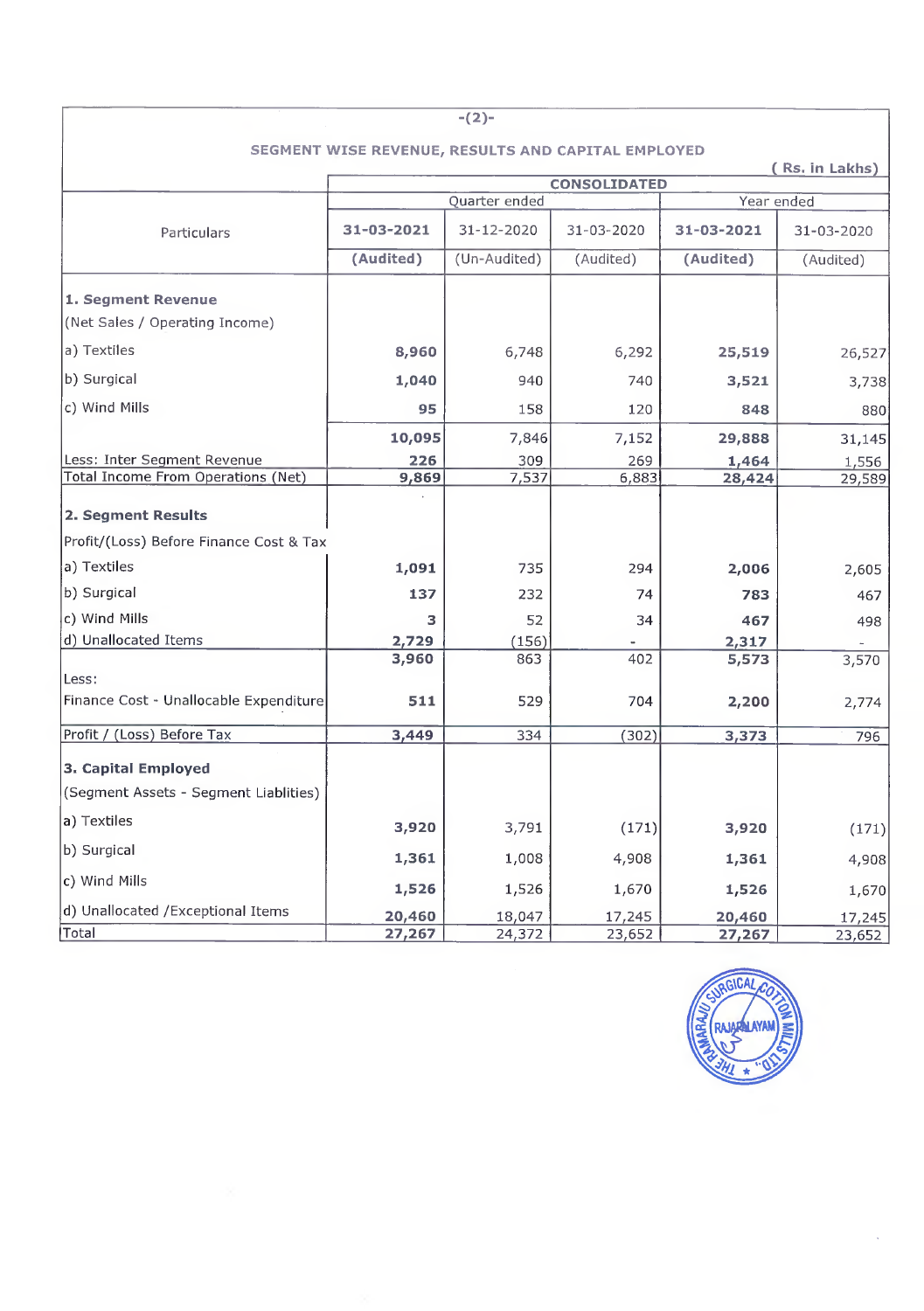## SEGMENT WISE REVENUE, RESULTS AND CAPITAL EMPLOYED

( Rs. in Lakhs)

| Particulars | CONSOLIDATED | | | | |
|---|---|---|---|---|---|
| | Quarter ended | | | Year ended | |
| | 31-03-2021 | 31-12-2020 | 31-03-2020 | 31-03-2021 | 31-03-2020 |
| | (Audited) | (Un-Audited) | (Audited) | (Audited) | (Audited) |
| **1. Segment Revenue** | | | | | |
| (Net Sales / Operating Income) | | | | | |
| a) Textiles | 8,960 | 6,748 | 6,292 | 25,519 | 26,527 |
| b) Surgical | 1,040 | 940 | 740 | 3,521 | 3,738 |
| c) Wind Mills | 95 | 158 | 120 | 848 | 880 |
| | 10,095 | 7,846 | 7,152 | 29,888 | 31,145 |
| Less: Inter Segment Revenue | 226 | 309 | 269 | 1,464 | 1,556 |
| Total Income From Operations (Net) | 9,869 | 7,537 | 6,883 | 28,424 | 29,589 |
| **2. Segment Results** | | | | | |
| Profit/(Loss) Before Finance Cost & Tax | | | | | |
| a) Textiles | 1,091 | 735 | 294 | 2,006 | 2,605 |
| b) Surgical | 137 | 232 | 74 | 783 | 467 |
| c) Wind Mills | 3 | 52 | 34 | 467 | 498 |
| d) Unallocated Items | 2,729 | (156) | - | 2,317 | - |
| | 3,960 | 863 | 402 | 5,573 | 3,570 |
| Less: | | | | | |
| Finance Cost - Unallocable Expenditure | 511 | 529 | 704 | 2,200 | 2,774 |
| Profit / (Loss) Before Tax | 3,449 | 334 | (302) | 3,373 | 796 |
| **3. Capital Employed** | | | | | |
| (Segment Assets - Segment Liablities) | | | | | |
| a) Textiles | 3,920 | 3,791 | (171) | 3,920 | (171) |
| b) Surgical | 1,361 | 1,008 | 4,908 | 1,361 | 4,908 |
| c) Wind Mills | 1,526 | 1,526 | 1,670 | 1,526 | 1,670 |
| d) Unallocated /Exceptional Items | 20,460 | 18,047 | 17,245 | 20,460 | 17,245 |
| Total | 27,267 | 24,372 | 23,652 | 27,267 | 23,652 |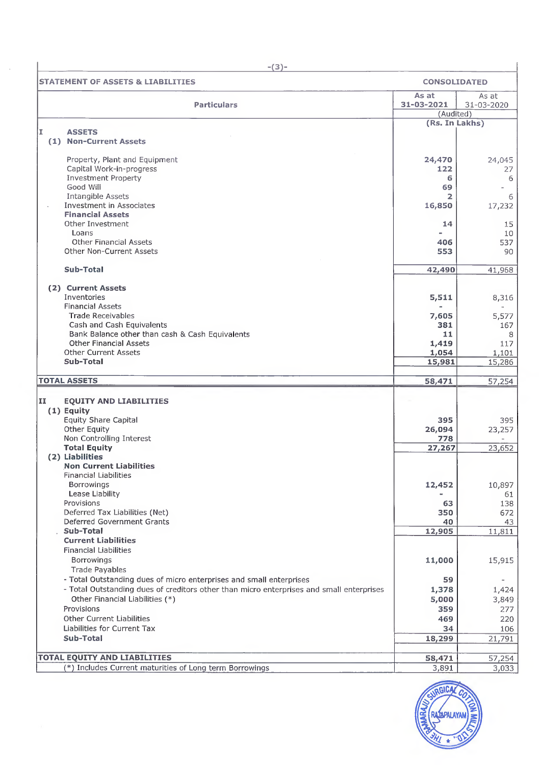## STATEMENT OF ASSETS & LIABILITIES

| Particulars | CONSOLIDATED | |
|---|---|---|
| | As at 31-03-2021 | As at 31-03-2020 |
| | (Audited) | |
| | (Rs. In Lakhs) | |
| **I ASSETS** | | |
| **(1) Non-Current Assets** | | |
| Property, Plant and Equipment | **24,470** | 24,045 |
| Capital Work-in-progress | **122** | 27 |
| Investment Property | **6** | 6 |
| Good Will | **69** | - |
| Intangible Assets | **2** | 6 |
| Investment in Associates | **16,850** | 17,232 |
| **Financial Assets** | | |
| Other Investment | **14** | 15 |
| Loans | **-** | 10 |
| Other Financial Assets | **406** | 537 |
| Other Non-Current Assets | **553** | 90 |
| **Sub-Total** | **42,490** | 41,968 |
| **(2) Current Assets** | | |
| Inventories | **5,511** | 8,316 |
| Financial Assets | **-** | - |
| Trade Receivables | **7,605** | 5,577 |
| Cash and Cash Equivalents | **381** | 167 |
| Bank Balance other than cash & Cash Equivalents | **11** | 8 |
| Other Financial Assets | **1,419** | 117 |
| Other Current Assets | **1,054** | 1,101 |
| **Sub-Total** | **15,981** | 15,286 |
| **TOTAL ASSETS** | **58,471** | 57,254 |
| **II EQUITY AND LIABILITIES** | | |
| **(1) Equity** | | |
| Equity Share Capital | **395** | 395 |
| Other Equity | **26,094** | 23,257 |
| Non Controlling Interest | **778** | - |
| **Total Equity** | **27,267** | 23,652 |
| **(2) Liabilities** | | |
| **Non Current Liabilities** | | |
| Financial Liabilities | | |
| Borrowings | **12,452** | 10,897 |
| Lease Liability | **-** | 61 |
| Provisions | **63** | 138 |
| Deferred Tax Liabilities (Net) | **350** | 672 |
| Deferred Government Grants | **40** | 43 |
| **Sub-Total** | **12,905** | 11,811 |
| **Current Liabilities** | | |
| Financial Liabilities | | |
| Borrowings | **11,000** | 15,915 |
| Trade Payables | | |
| - Total Outstanding dues of micro enterprises and small enterprises | **59** | - |
| - Total Outstanding dues of creditors other than micro enterprises and small enterprises | **1,378** | 1,424 |
| Other Financial Liabilities (*) | **5,000** | 3,849 |
| Provisions | **359** | 277 |
| Other Current Liabilities | **469** | 220 |
| Liabilities for Current Tax | **34** | 106 |
| **Sub-Total** | **18,299** | 21,791 |
| **TOTAL EQUITY AND LIABILITIES** | **58,471** | 57,254 |
| (*) Includes Current maturities of Long term Borrowings | 3,891 | 3,033 |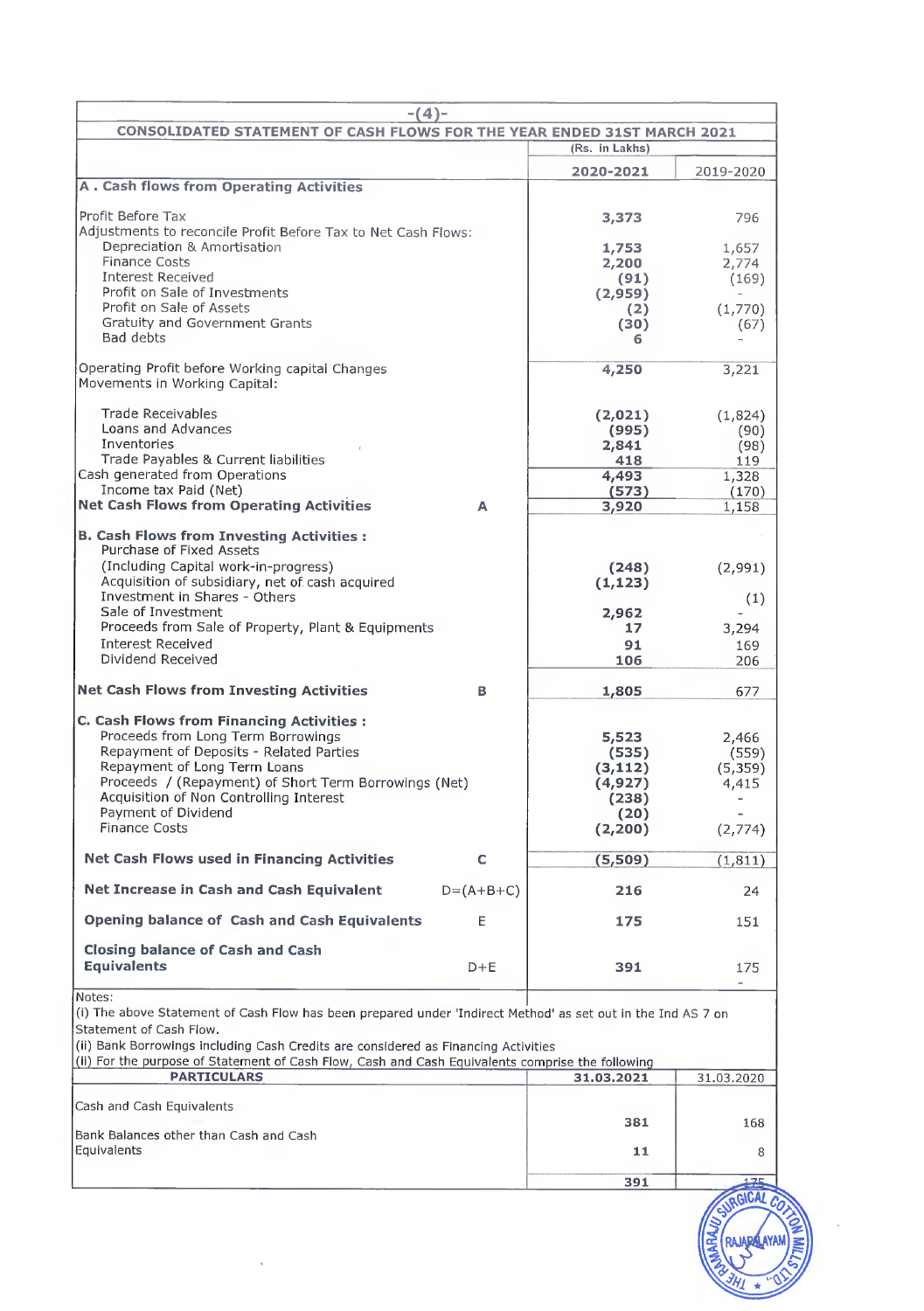## CONSOLIDATED STATEMENT OF CASH FLOWS FOR THE YEAR ENDED 31ST MARCH 2021

| | | (Rs. in Lakhs) | |
|---|---|---|---|
| | | **2020-2021** | 2019-2020 |
| **A . Cash flows from Operating Activities** | | | |
| Profit Before Tax | | **3,373** | 796 |
| Adjustments to reconcile Profit Before Tax to Net Cash Flows: | | | |
| Depreciation & Amortisation | | **1,753** | 1,657 |
| Finance Costs | | **2,200** | 2,774 |
| Interest Received | | **(91)** | (169) |
| Profit on Sale of Investments | | **(2,959)** | - |
| Profit on Sale of Assets | | **(2)** | (1,770) |
| Gratuity and Government Grants | | **(30)** | (67) |
| Bad debts | | **6** | - |
| Operating Profit before Working capital Changes | | **4,250** | 3,221 |
| Movements in Working Capital: | | | |
| Trade Receivables | | **(2,021)** | (1,824) |
| Loans and Advances | | **(995)** | (90) |
| Inventories | | **2,841** | (98) |
| Trade Payables & Current liabilities | | **418** | 119 |
| Cash generated from Operations | | **4,493** | 1,328 |
| Income tax Paid (Net) | | **(573)** | (170) |
| **Net Cash Flows from Operating Activities** | **A** | **3,920** | 1,158 |
| **B. Cash Flows from Investing Activities :** | | | |
| Purchase of Fixed Assets (Including Capital work-in-progress) | | **(248)** | (2,991) |
| Acquisition of subsidiary, net of cash acquired | | **(1,123)** | |
| Investment in Shares - Others | | | (1) |
| Sale of Investment | | **2,962** | - |
| Proceeds from Sale of Property, Plant & Equipments | | **17** | 3,294 |
| Interest Received | | **91** | 169 |
| Dividend Received | | **106** | 206 |
| **Net Cash Flows from Investing Activities** | **B** | **1,805** | 677 |
| **C. Cash Flows from Financing Activities :** | | | |
| Proceeds from Long Term Borrowings | | **5,523** | 2,466 |
| Repayment of Deposits - Related Parties | | **(535)** | (559) |
| Repayment of Long Term Loans | | **(3,112)** | (5,359) |
| Proceeds / (Repayment) of Short Term Borrowings (Net) | | **(4,927)** | 4,415 |
| Acquisition of Non Controlling Interest | | **(238)** | - |
| Payment of Dividend | | **(20)** | - |
| Finance Costs | | **(2,200)** | (2,774) |
| **Net Cash Flows used in Financing Activities** | **C** | **(5,509)** | (1,811) |
| **Net Increase in Cash and Cash Equivalent** | D=(A+B+C) | **216** | 24 |
| **Opening balance of Cash and Cash Equivalents** | E | **175** | 151 |
| **Closing balance of Cash and Cash Equivalents** | D+E | **391** | 175 |

Notes:

(i) The above Statement of Cash Flow has been prepared under 'Indirect Method' as set out in the Ind AS 7 on Statement of Cash Flow.

(ii) Bank Borrowings including Cash Credits are considered as Financing Activities

(ii) For the purpose of Statement of Cash Flow, Cash and Cash Equivalents comprise the following

| PARTICULARS | 31.03.2021 | 31.03.2020 |
|---|---|---|
| Cash and Cash Equivalents | **381** | 168 |
| Bank Balances other than Cash and Cash Equivalents | **11** | 8 |
| | **391** | 175 |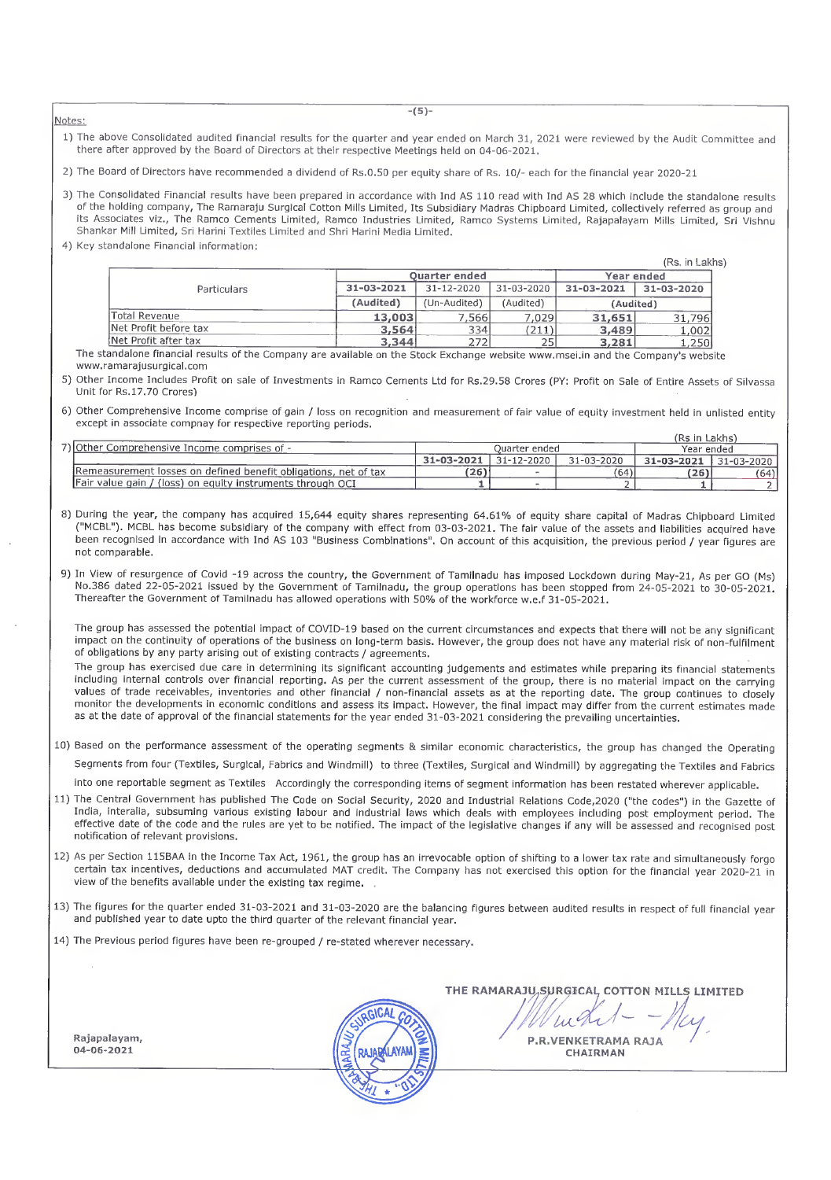Notes:

1) The above Consolidated audited financial results for the quarter and year ended on March 31, 2021 were reviewed by the Audit Committee and there after approved by the Board of Directors at their respective Meetings held on 04-06-2021.

2) The Board of Directors have recommended a dividend of Rs.0.50 per equity share of Rs. 10/- each for the financial year 2020-21

3) The Consolidated Financial results have been prepared in accordance with Ind AS 110 read with Ind AS 28 which include the standalone results of the holding company, The Ramaraju Surgical Cotton Mills Limited, Its Subsidiary Madras Chipboard Limited, collectively referred as group and its Associates viz., The Ramco Cements Limited, Ramco Industries Limited, Ramco Systems Limited, Rajapalayam Mills Limited, Sri Vishnu Shankar Mill Limited, Sri Harini Textiles Limited and Shri Harini Media Limited.

4) Key standalone Financial information:

(Rs. in Lakhs)

| Particulars | Quarter ended | | | Year ended | |
|---|---|---|---|---|---|
| | 31-03-2021 | 31-12-2020 | 31-03-2020 | 31-03-2021 | 31-03-2020 |
| | (Audited) | (Un-Audited) | (Audited) | (Audited) | |
| Total Revenue | 13,003 | 7,566 | 7,029 | 31,651 | 31,796 |
| Net Profit before tax | 3,564 | 334 | (211) | 3,489 | 1,002 |
| Net Profit after tax | 3,344 | 272 | 25 | 3,281 | 1,250 |

The standalone financial results of the Company are available on the Stock Exchange website www.msei.in and the Company's website www.ramarajusurgical.com

5) Other Income Includes Profit on sale of Investments in Ramco Cements Ltd for Rs.29.58 Crores (PY: Profit on Sale of Entire Assets of Silvassa Unit for Rs.17.70 Crores)

6) Other Comprehensive Income comprise of gain / loss on recognition and measurement of fair value of equity investment held in unlisted entity except in associate compnay for respective reporting periods.

7)

(Rs in Lakhs)

| Other Comprehensive Income comprises of - | Quarter ended | | | Year ended | |
|---|---|---|---|---|---|
| | 31-03-2021 | 31-12-2020 | 31-03-2020 | 31-03-2021 | 31-03-2020 |
| Remeasurement losses on defined benefit obligations, net of tax | (26) | - | (64) | (26) | (64) |
| Fair value gain / (loss) on equity instruments through OCI | 1 | - | 2 | 1 | 2 |

8) During the year, the company has acquired 15,644 equity shares representing 64.61% of equity share capital of Madras Chipboard Limited ("MCBL"). MCBL has become subsidiary of the company with effect from 03-03-2021. The fair value of the assets and liabilities acquired have been recognised in accordance with Ind AS 103 "Business Combinations". On account of this acquisition, the previous period / year figures are not comparable.

9) In View of resurgence of Covid -19 across the country, the Government of Tamilnadu has imposed Lockdown during May-21, As per GO (Ms) No.386 dated 22-05-2021 issued by the Government of Tamilnadu, the group operations has been stopped from 24-05-2021 to 30-05-2021. Thereafter the Government of Tamilnadu has allowed operations with 50% of the workforce w.e.f 31-05-2021.

The group has assessed the potential impact of COVID-19 based on the current circumstances and expects that there will not be any significant impact on the continuity of operations of the business on long-term basis. However, the group does not have any material risk of non-fulfilment of obligations by any party arising out of existing contracts / agreements.

The group has exercised due care in determining its significant accounting judgements and estimates while preparing its financial statements including internal controls over financial reporting. As per the current assessment of the group, there is no material impact on the carrying values of trade receivables, inventories and other financial / non-financial assets as at the reporting date. The group continues to closely monitor the developments in economic conditions and assess its impact. However, the final impact may differ from the current estimates made as at the date of approval of the financial statements for the year ended 31-03-2021 considering the prevailing uncertainties.

10) Based on the performance assessment of the operating segments & similar economic characteristics, the group has changed the Operating Segments from four (Textiles, Surgical, Fabrics and Windmill) to three (Textiles, Surgical and Windmill) by aggregating the Textiles and Fabrics into one reportable segment as Textiles Accordingly the corresponding items of segment information has been restated wherever applicable.

11) The Central Government has published The Code on Social Security, 2020 and Industrial Relations Code,2020 ("the codes") in the Gazette of India, interalia, subsuming various existing labour and industrial laws which deals with employees including post employment period. The effective date of the code and the rules are yet to be notified. The impact of the legislative changes if any will be assessed and recognised post notification of relevant provisions.

12) As per Section 115BAA in the Income Tax Act, 1961, the group has an irrevocable option of shifting to a lower tax rate and simultaneously forgo certain tax incentives, deductions and accumulated MAT credit. The Company has not exercised this option for the financial year 2020-21 in view of the benefits available under the existing tax regime.

13) The figures for the quarter ended 31-03-2021 and 31-03-2020 are the balancing figures between audited results in respect of full financial year and published year to date upto the third quarter of the relevant financial year.

14) The Previous period figures have been re-grouped / re-stated wherever necessary.

Rajapalayam,
04-06-2021

THE RAMARAJU SURGICAL COTTON MILLS LIMITED

P.R.VENKETRAMA RAJA
CHAIRMAN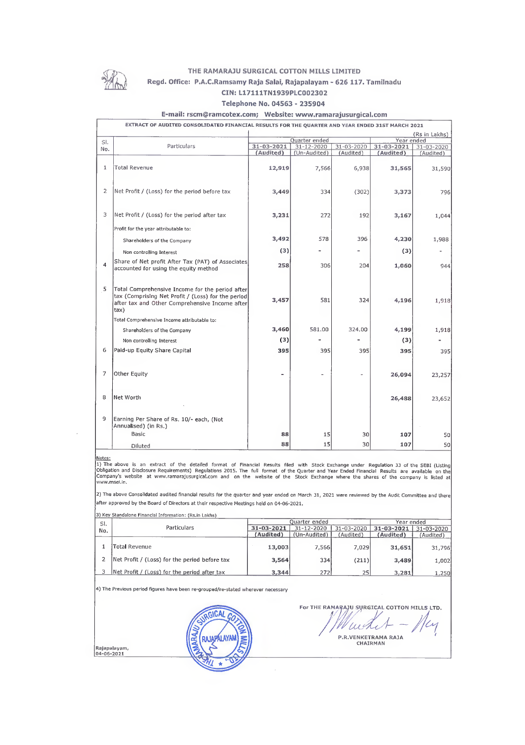# THE RAMARAJU SURGICAL COTTON MILLS LIMITED

**Regd. Office: P.A.C.Ramsamy Raja Salai, Rajapalayam - 626 117. Tamilnadu**

**CIN: L17111TN1939PLC002302**

**Telephone No. 04563 - 235904**

**E-mail: rscm@ramcotex.com; Website: www.ramarajusurgical.com**

**EXTRACT OF AUDITED CONSOLIDATED FINANCIAL RESULTS FOR THE QUARTER AND YEAR ENDED 31ST MARCH 2021**

(Rs in Lakhs)

| Sl. No. | Particulars | Quarter ended | | | Year ended | |
|---|---|---|---|---|---|---|
| | | **31-03-2021 (Audited)** | 31-12-2020 (Un-Audited) | 31-03-2020 (Audited) | **31-03-2021 (Audited)** | 31-03-2020 (Audited) |
| 1 | Total Revenue | **12,919** | 7,566 | 6,938 | **31,565** | 31,590 |
| 2 | Net Profit / (Loss) for the period before tax | **3,449** | 334 | (302) | **3,373** | 796 |
| 3 | Net Profit / (Loss) for the period after tax | **3,231** | 272 | 192 | **3,167** | 1,044 |
| | Profit for the year attributable to: | | | | | |
| | Shareholders of the Company | **3,492** | 578 | 396 | **4,230** | 1,988 |
| | Non controlling Interest | **(3)** | - | - | **(3)** | - |
| 4 | Share of Net profit After Tax (PAT) of Associates accounted for using the equity method | **258** | 306 | 204 | **1,060** | 944 |
| 5 | Total Comprehensive Income for the period after tax (Comprising Net Profit / (Loss) for the period after tax and Other Comprehensive Income after tax) | **3,457** | 581 | 324 | **4,196** | 1,918 |
| | Total Comprehensive Income attributable to: | | | | | |
| | Shareholders of the Company | **3,460** | 581.00 | 324.00 | **4,199** | 1,918 |
| | Non controlling Interest | **(3)** | - | - | **(3)** | - |
| 6 | Paid-up Equity Share Capital | **395** | 395 | 395 | **395** | 395 |
| 7 | Other Equity | **-** | - | - | **26,094** | 23,257 |
| 8 | Net Worth | | | | **26,488** | 23,652 |
| 9 | Earning Per Share of Rs. 10/- each, (Not Annualised) (in Rs.) | | | | | |
| | Basic | **88** | 15 | 30 | **107** | 50 |
| | Diluted | **88** | 15 | 30 | **107** | 50 |

Notes:

1) The above is an extract of the detailed format of Financial Results filed with Stock Exchange under Regulation 33 of the SEBI (Listing Obligation and Disclosure Requirements) Regulations 2015. The full format of the Quarter and Year Ended Financial Results are available on the Company's website at www.ramarajusurgical.com and on the website of the Stock Exchange where the shares of the company is listed at www.msei.in.

2) The above Consolidated audited financial results for the quarter and year ended on March 31, 2021 were reviewed by the Audit Committee and there after approved by the Board of Directors at their respective Meetings held on 04-06-2021.

3) Key Standalone Financial Information: (Rs.in Lakhs)

| Sl. No. | Particulars | Quarter ended | | | Year ended | |
|---|---|---|---|---|---|---|
| | | **31-03-2021 (Audited)** | 31-12-2020 (Un-Audited) | 31-03-2020 (Audited) | **31-03-2021 (Audited)** | 31-03-2020 (Audited) |
| 1 | Total Revenue | **13,003** | 7,566 | 7,029 | **31,651** | 31,796 |
| 2 | Net Profit / (Loss) for the period before tax | **3,564** | 334 | (211) | **3,489** | 1,002 |
| 3 | Net Profit / (Loss) for the period after tax | **3,344** | 272 | 25 | **3,281** | 1,250 |

4) The Previous period figures have been re-grouped/re-stated wherever necessary

For THE RAMARAJU SURGICAL COTTON MILLS LTD.

P.R.VENKETRAMA RAJA
CHAIRMAN

Rajapalayam,
04-06-2021